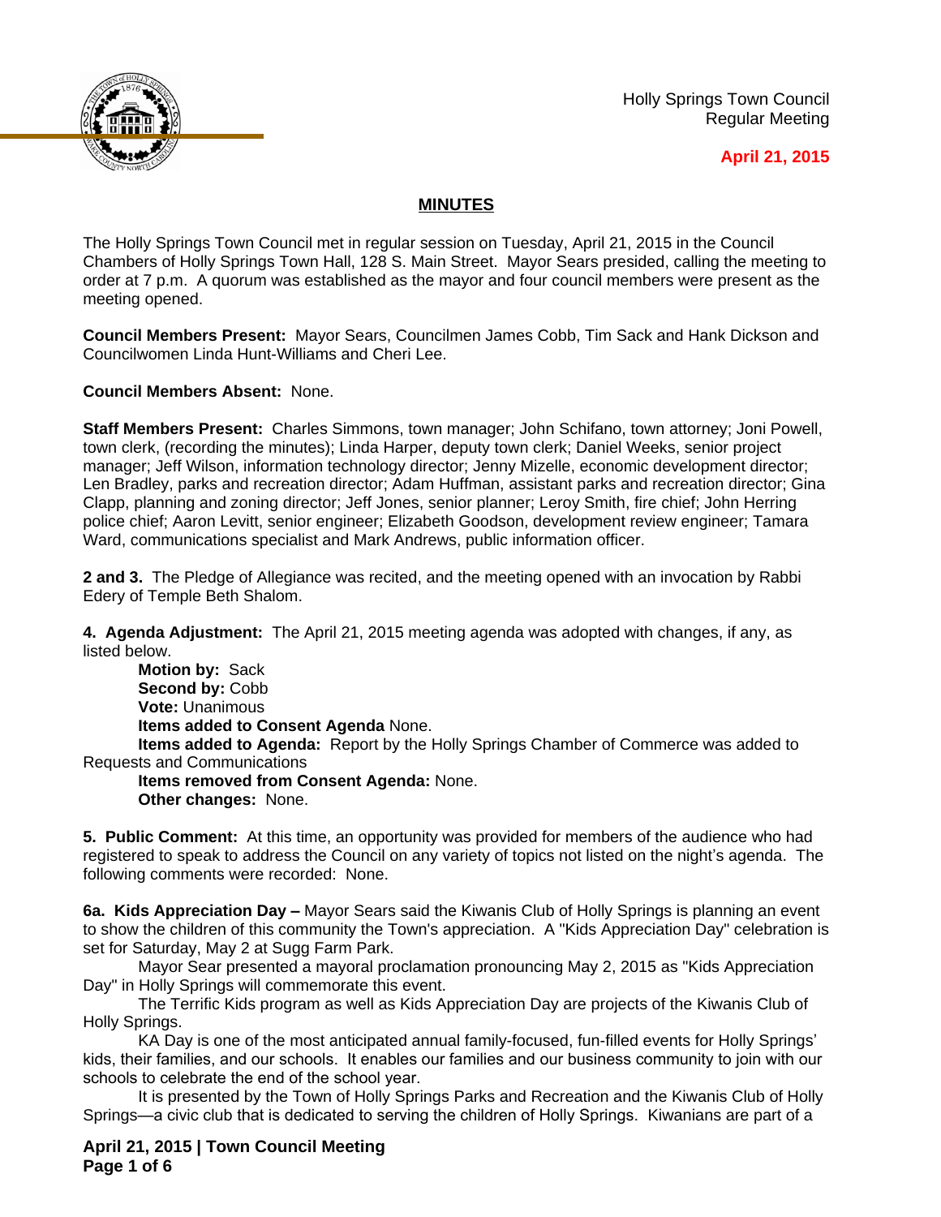Holly Springs Town Council
Regular Meeting

**April 21, 2015**

## MINUTES

The Holly Springs Town Council met in regular session on Tuesday, April 21, 2015 in the Council Chambers of Holly Springs Town Hall, 128 S. Main Street. Mayor Sears presided, calling the meeting to order at 7 p.m. A quorum was established as the mayor and four council members were present as the meeting opened.

**Council Members Present:** Mayor Sears, Councilmen James Cobb, Tim Sack and Hank Dickson and Councilwomen Linda Hunt-Williams and Cheri Lee.

**Council Members Absent:** None.

**Staff Members Present:** Charles Simmons, town manager; John Schifano, town attorney; Joni Powell, town clerk, (recording the minutes); Linda Harper, deputy town clerk; Daniel Weeks, senior project manager; Jeff Wilson, information technology director; Jenny Mizelle, economic development director; Len Bradley, parks and recreation director; Adam Huffman, assistant parks and recreation director; Gina Clapp, planning and zoning director; Jeff Jones, senior planner; Leroy Smith, fire chief; John Herring police chief; Aaron Levitt, senior engineer; Elizabeth Goodson, development review engineer; Tamara Ward, communications specialist and Mark Andrews, public information officer.

**2 and 3.** The Pledge of Allegiance was recited, and the meeting opened with an invocation by Rabbi Edery of Temple Beth Shalom.

**4. Agenda Adjustment:** The April 21, 2015 meeting agenda was adopted with changes, if any, as listed below.

**Motion by:** Sack
**Second by:** Cobb
**Vote:** Unanimous
**Items added to Consent Agenda** None.
**Items added to Agenda:** Report by the Holly Springs Chamber of Commerce was added to Requests and Communications
**Items removed from Consent Agenda:** None.
**Other changes:** None.

**5. Public Comment:** At this time, an opportunity was provided for members of the audience who had registered to speak to address the Council on any variety of topics not listed on the night's agenda. The following comments were recorded: None.

**6a. Kids Appreciation Day –** Mayor Sears said the Kiwanis Club of Holly Springs is planning an event to show the children of this community the Town's appreciation. A "Kids Appreciation Day" celebration is set for Saturday, May 2 at Sugg Farm Park.

Mayor Sear presented a mayoral proclamation pronouncing May 2, 2015 as "Kids Appreciation Day" in Holly Springs will commemorate this event.

The Terrific Kids program as well as Kids Appreciation Day are projects of the Kiwanis Club of Holly Springs.

KA Day is one of the most anticipated annual family-focused, fun-filled events for Holly Springs' kids, their families, and our schools. It enables our families and our business community to join with our schools to celebrate the end of the school year.

It is presented by the Town of Holly Springs Parks and Recreation and the Kiwanis Club of Holly Springs—a civic club that is dedicated to serving the children of Holly Springs. Kiwanians are part of a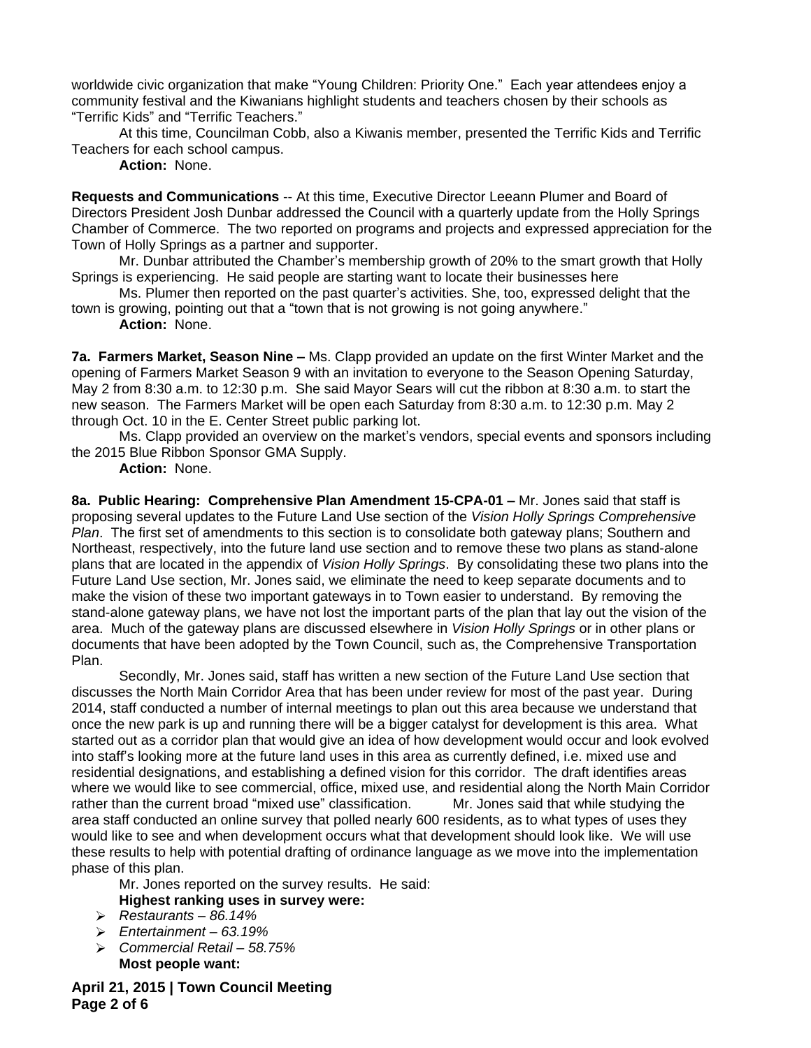worldwide civic organization that make "Young Children: Priority One." Each year attendees enjoy a community festival and the Kiwanians highlight students and teachers chosen by their schools as "Terrific Kids" and "Terrific Teachers."

At this time, Councilman Cobb, also a Kiwanis member, presented the Terrific Kids and Terrific Teachers for each school campus.

**Action:** None.

**Requests and Communications** -- At this time, Executive Director Leeann Plumer and Board of Directors President Josh Dunbar addressed the Council with a quarterly update from the Holly Springs Chamber of Commerce. The two reported on programs and projects and expressed appreciation for the Town of Holly Springs as a partner and supporter.

Mr. Dunbar attributed the Chamber's membership growth of 20% to the smart growth that Holly Springs is experiencing. He said people are starting want to locate their businesses here

Ms. Plumer then reported on the past quarter's activities. She, too, expressed delight that the town is growing, pointing out that a "town that is not growing is not going anywhere."

**Action:** None.

**7a. Farmers Market, Season Nine –** Ms. Clapp provided an update on the first Winter Market and the opening of Farmers Market Season 9 with an invitation to everyone to the Season Opening Saturday, May 2 from 8:30 a.m. to 12:30 p.m. She said Mayor Sears will cut the ribbon at 8:30 a.m. to start the new season. The Farmers Market will be open each Saturday from 8:30 a.m. to 12:30 p.m. May 2 through Oct. 10 in the E. Center Street public parking lot.

Ms. Clapp provided an overview on the market's vendors, special events and sponsors including the 2015 Blue Ribbon Sponsor GMA Supply.

**Action:** None.

**8a. Public Hearing: Comprehensive Plan Amendment 15-CPA-01 –** Mr. Jones said that staff is proposing several updates to the Future Land Use section of the *Vision Holly Springs Comprehensive Plan*. The first set of amendments to this section is to consolidate both gateway plans; Southern and Northeast, respectively, into the future land use section and to remove these two plans as stand-alone plans that are located in the appendix of *Vision Holly Springs*. By consolidating these two plans into the Future Land Use section, Mr. Jones said, we eliminate the need to keep separate documents and to make the vision of these two important gateways in to Town easier to understand. By removing the stand-alone gateway plans, we have not lost the important parts of the plan that lay out the vision of the area. Much of the gateway plans are discussed elsewhere in *Vision Holly Springs* or in other plans or documents that have been adopted by the Town Council, such as, the Comprehensive Transportation Plan.

Secondly, Mr. Jones said, staff has written a new section of the Future Land Use section that discusses the North Main Corridor Area that has been under review for most of the past year. During 2014, staff conducted a number of internal meetings to plan out this area because we understand that once the new park is up and running there will be a bigger catalyst for development is this area. What started out as a corridor plan that would give an idea of how development would occur and look evolved into staff's looking more at the future land uses in this area as currently defined, i.e. mixed use and residential designations, and establishing a defined vision for this corridor. The draft identifies areas where we would like to see commercial, office, mixed use, and residential along the North Main Corridor rather than the current broad "mixed use" classification. Mr. Jones said that while studying the area staff conducted an online survey that polled nearly 600 residents, as to what types of uses they would like to see and when development occurs what that development should look like. We will use these results to help with potential drafting of ordinance language as we move into the implementation phase of this plan.

Mr. Jones reported on the survey results. He said:

**Highest ranking uses in survey were:**

- *Restaurants – 86.14%*
- *Entertainment – 63.19%*
- *Commercial Retail – 58.75%*

**Most people want:**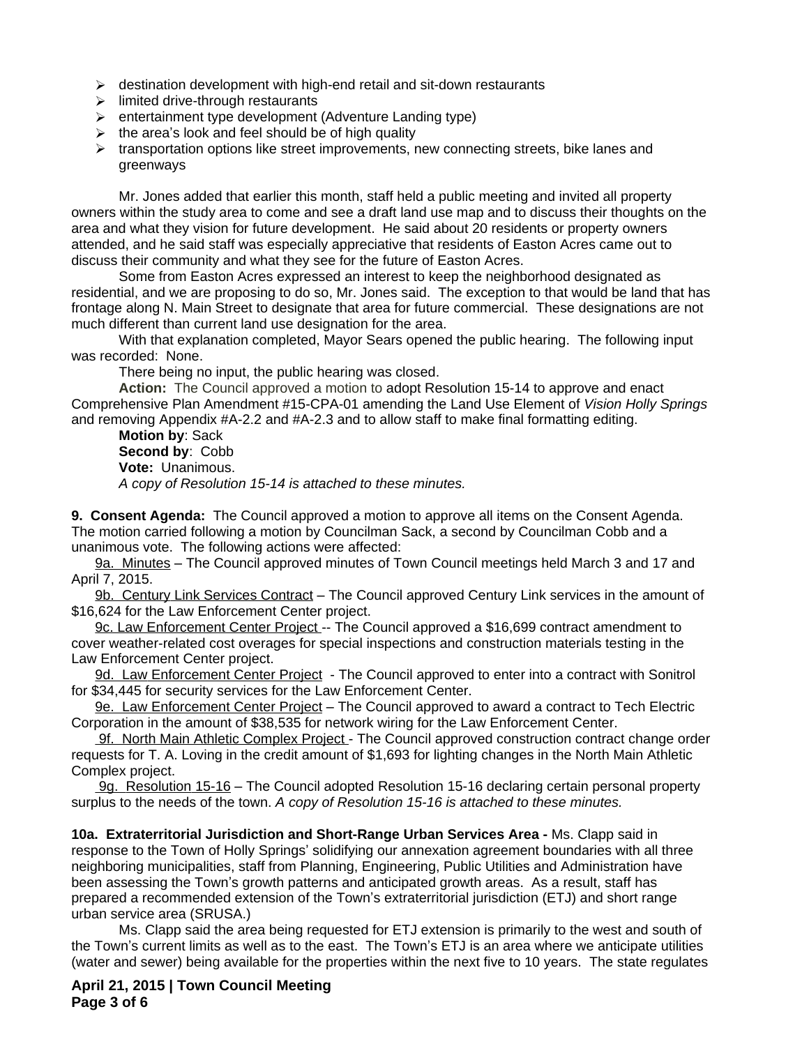- destination development with high-end retail and sit-down restaurants
- limited drive-through restaurants
- entertainment type development (Adventure Landing type)
- the area's look and feel should be of high quality
- transportation options like street improvements, new connecting streets, bike lanes and greenways

Mr. Jones added that earlier this month, staff held a public meeting and invited all property owners within the study area to come and see a draft land use map and to discuss their thoughts on the area and what they vision for future development. He said about 20 residents or property owners attended, and he said staff was especially appreciative that residents of Easton Acres came out to discuss their community and what they see for the future of Easton Acres.

Some from Easton Acres expressed an interest to keep the neighborhood designated as residential, and we are proposing to do so, Mr. Jones said. The exception to that would be land that has frontage along N. Main Street to designate that area for future commercial. These designations are not much different than current land use designation for the area.

With that explanation completed, Mayor Sears opened the public hearing. The following input was recorded: None.

There being no input, the public hearing was closed.

**Action:** The Council approved a motion to adopt Resolution 15-14 to approve and enact Comprehensive Plan Amendment #15-CPA-01 amending the Land Use Element of *Vision Holly Springs* and removing Appendix #A-2.2 and #A-2.3 and to allow staff to make final formatting editing.

**Motion by**: Sack
**Second by**: Cobb
**Vote:** Unanimous.
*A copy of Resolution 15-14 is attached to these minutes.*

**9. Consent Agenda:** The Council approved a motion to approve all items on the Consent Agenda. The motion carried following a motion by Councilman Sack, a second by Councilman Cobb and a unanimous vote. The following actions were affected:

9a. Minutes – The Council approved minutes of Town Council meetings held March 3 and 17 and April 7, 2015.

9b. Century Link Services Contract – The Council approved Century Link services in the amount of $16,624 for the Law Enforcement Center project.

9c. Law Enforcement Center Project -- The Council approved a $16,699 contract amendment to cover weather-related cost overages for special inspections and construction materials testing in the Law Enforcement Center project.

9d. Law Enforcement Center Project - The Council approved to enter into a contract with Sonitrol for $34,445 for security services for the Law Enforcement Center.

9e. Law Enforcement Center Project – The Council approved to award a contract to Tech Electric Corporation in the amount of $38,535 for network wiring for the Law Enforcement Center.

9f. North Main Athletic Complex Project - The Council approved construction contract change order requests for T. A. Loving in the credit amount of $1,693 for lighting changes in the North Main Athletic Complex project.

9g. Resolution 15-16 – The Council adopted Resolution 15-16 declaring certain personal property surplus to the needs of the town. *A copy of Resolution 15-16 is attached to these minutes.*

**10a. Extraterritorial Jurisdiction and Short-Range Urban Services Area -** Ms. Clapp said in response to the Town of Holly Springs' solidifying our annexation agreement boundaries with all three neighboring municipalities, staff from Planning, Engineering, Public Utilities and Administration have been assessing the Town's growth patterns and anticipated growth areas. As a result, staff has prepared a recommended extension of the Town's extraterritorial jurisdiction (ETJ) and short range urban service area (SRUSA.)

Ms. Clapp said the area being requested for ETJ extension is primarily to the west and south of the Town's current limits as well as to the east. The Town's ETJ is an area where we anticipate utilities (water and sewer) being available for the properties within the next five to 10 years. The state regulates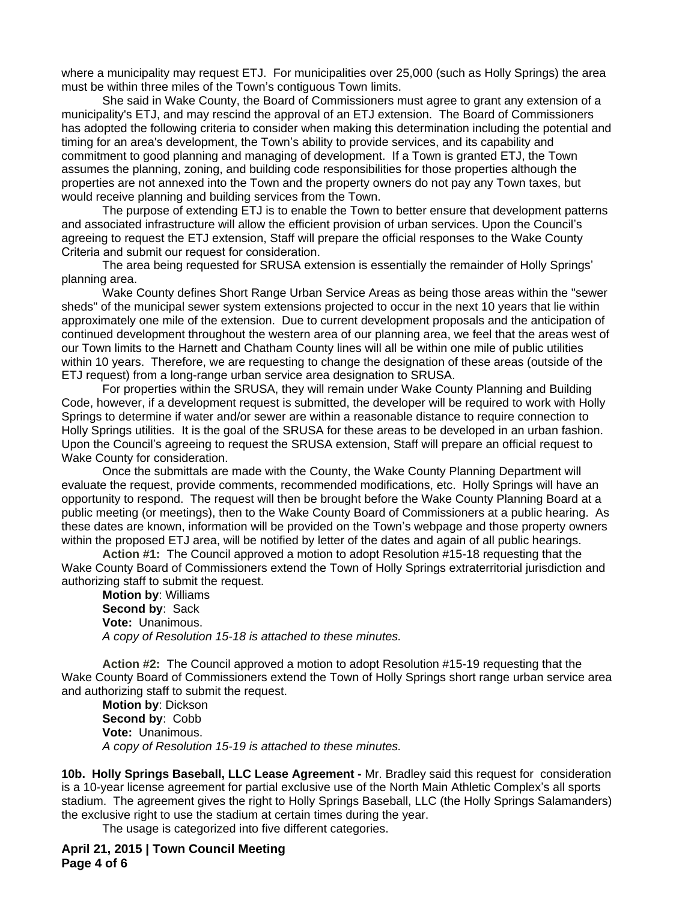where a municipality may request ETJ. For municipalities over 25,000 (such as Holly Springs) the area must be within three miles of the Town's contiguous Town limits.

She said in Wake County, the Board of Commissioners must agree to grant any extension of a municipality's ETJ, and may rescind the approval of an ETJ extension. The Board of Commissioners has adopted the following criteria to consider when making this determination including the potential and timing for an area's development, the Town's ability to provide services, and its capability and commitment to good planning and managing of development. If a Town is granted ETJ, the Town assumes the planning, zoning, and building code responsibilities for those properties although the properties are not annexed into the Town and the property owners do not pay any Town taxes, but would receive planning and building services from the Town.

The purpose of extending ETJ is to enable the Town to better ensure that development patterns and associated infrastructure will allow the efficient provision of urban services. Upon the Council's agreeing to request the ETJ extension, Staff will prepare the official responses to the Wake County Criteria and submit our request for consideration.

The area being requested for SRUSA extension is essentially the remainder of Holly Springs' planning area.

Wake County defines Short Range Urban Service Areas as being those areas within the "sewer sheds" of the municipal sewer system extensions projected to occur in the next 10 years that lie within approximately one mile of the extension. Due to current development proposals and the anticipation of continued development throughout the western area of our planning area, we feel that the areas west of our Town limits to the Harnett and Chatham County lines will all be within one mile of public utilities within 10 years. Therefore, we are requesting to change the designation of these areas (outside of the ETJ request) from a long-range urban service area designation to SRUSA.

For properties within the SRUSA, they will remain under Wake County Planning and Building Code, however, if a development request is submitted, the developer will be required to work with Holly Springs to determine if water and/or sewer are within a reasonable distance to require connection to Holly Springs utilities. It is the goal of the SRUSA for these areas to be developed in an urban fashion. Upon the Council's agreeing to request the SRUSA extension, Staff will prepare an official request to Wake County for consideration.

Once the submittals are made with the County, the Wake County Planning Department will evaluate the request, provide comments, recommended modifications, etc. Holly Springs will have an opportunity to respond. The request will then be brought before the Wake County Planning Board at a public meeting (or meetings), then to the Wake County Board of Commissioners at a public hearing. As these dates are known, information will be provided on the Town's webpage and those property owners within the proposed ETJ area, will be notified by letter of the dates and again of all public hearings.

**Action #1:** The Council approved a motion to adopt Resolution #15-18 requesting that the Wake County Board of Commissioners extend the Town of Holly Springs extraterritorial jurisdiction and authorizing staff to submit the request.

**Motion by**: Williams
**Second by**: Sack
**Vote:** Unanimous.
*A copy of Resolution 15-18 is attached to these minutes.*

**Action #2:** The Council approved a motion to adopt Resolution #15-19 requesting that the Wake County Board of Commissioners extend the Town of Holly Springs short range urban service area and authorizing staff to submit the request.

**Motion by**: Dickson
**Second by**: Cobb
**Vote:** Unanimous.
*A copy of Resolution 15-19 is attached to these minutes.*

**10b. Holly Springs Baseball, LLC Lease Agreement -** Mr. Bradley said this request for consideration is a 10-year license agreement for partial exclusive use of the North Main Athletic Complex's all sports stadium. The agreement gives the right to Holly Springs Baseball, LLC (the Holly Springs Salamanders) the exclusive right to use the stadium at certain times during the year.

The usage is categorized into five different categories.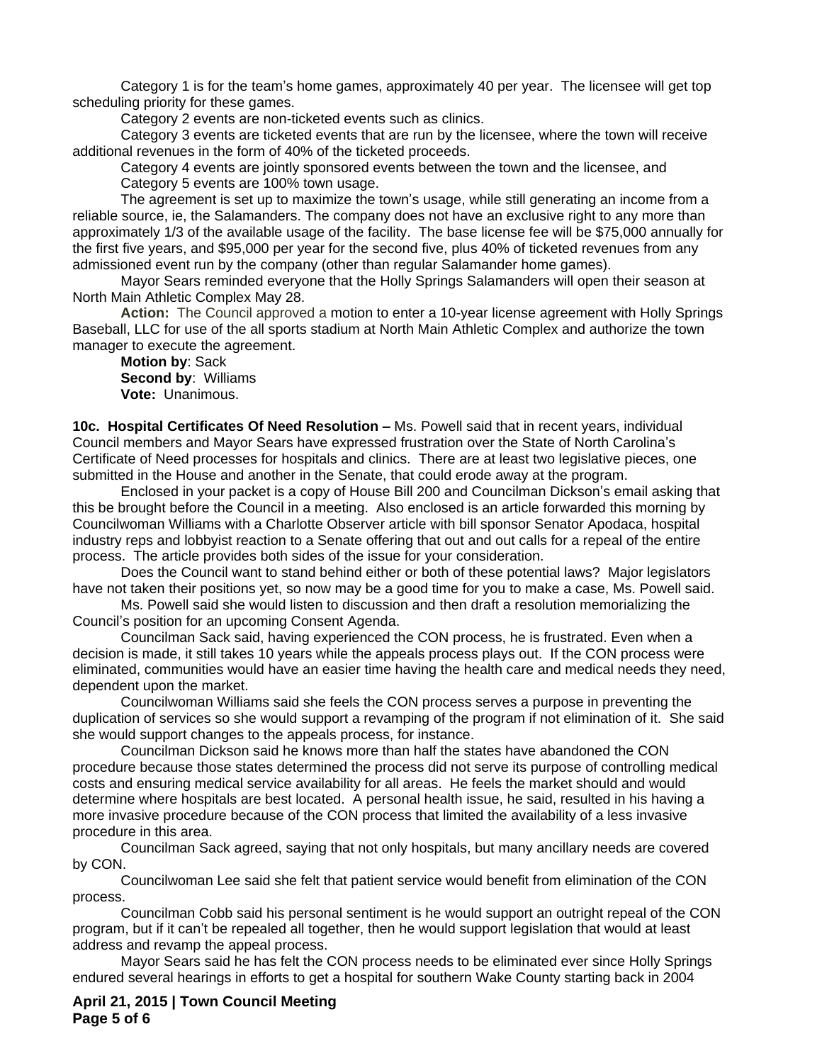Category 1 is for the team's home games, approximately 40 per year. The licensee will get top scheduling priority for these games.

Category 2 events are non-ticketed events such as clinics.

Category 3 events are ticketed events that are run by the licensee, where the town will receive additional revenues in the form of 40% of the ticketed proceeds.

Category 4 events are jointly sponsored events between the town and the licensee, and

Category 5 events are 100% town usage.

The agreement is set up to maximize the town's usage, while still generating an income from a reliable source, ie, the Salamanders. The company does not have an exclusive right to any more than approximately 1/3 of the available usage of the facility. The base license fee will be $75,000 annually for the first five years, and $95,000 per year for the second five, plus 40% of ticketed revenues from any admissioned event run by the company (other than regular Salamander home games).

Mayor Sears reminded everyone that the Holly Springs Salamanders will open their season at North Main Athletic Complex May 28.

**Action:** The Council approved a motion to enter a 10-year license agreement with Holly Springs Baseball, LLC for use of the all sports stadium at North Main Athletic Complex and authorize the town manager to execute the agreement.

**Motion by**: Sack
**Second by**: Williams
**Vote:** Unanimous.

**10c. Hospital Certificates Of Need Resolution –** Ms. Powell said that in recent years, individual Council members and Mayor Sears have expressed frustration over the State of North Carolina's Certificate of Need processes for hospitals and clinics. There are at least two legislative pieces, one submitted in the House and another in the Senate, that could erode away at the program.

Enclosed in your packet is a copy of House Bill 200 and Councilman Dickson's email asking that this be brought before the Council in a meeting. Also enclosed is an article forwarded this morning by Councilwoman Williams with a Charlotte Observer article with bill sponsor Senator Apodaca, hospital industry reps and lobbyist reaction to a Senate offering that out and out calls for a repeal of the entire process. The article provides both sides of the issue for your consideration.

Does the Council want to stand behind either or both of these potential laws? Major legislators have not taken their positions yet, so now may be a good time for you to make a case, Ms. Powell said.

Ms. Powell said she would listen to discussion and then draft a resolution memorializing the Council's position for an upcoming Consent Agenda.

Councilman Sack said, having experienced the CON process, he is frustrated. Even when a decision is made, it still takes 10 years while the appeals process plays out. If the CON process were eliminated, communities would have an easier time having the health care and medical needs they need, dependent upon the market.

Councilwoman Williams said she feels the CON process serves a purpose in preventing the duplication of services so she would support a revamping of the program if not elimination of it. She said she would support changes to the appeals process, for instance.

Councilman Dickson said he knows more than half the states have abandoned the CON procedure because those states determined the process did not serve its purpose of controlling medical costs and ensuring medical service availability for all areas. He feels the market should and would determine where hospitals are best located. A personal health issue, he said, resulted in his having a more invasive procedure because of the CON process that limited the availability of a less invasive procedure in this area.

Councilman Sack agreed, saying that not only hospitals, but many ancillary needs are covered by CON.

Councilwoman Lee said she felt that patient service would benefit from elimination of the CON process.

Councilman Cobb said his personal sentiment is he would support an outright repeal of the CON program, but if it can't be repealed all together, then he would support legislation that would at least address and revamp the appeal process.

Mayor Sears said he has felt the CON process needs to be eliminated ever since Holly Springs endured several hearings in efforts to get a hospital for southern Wake County starting back in 2004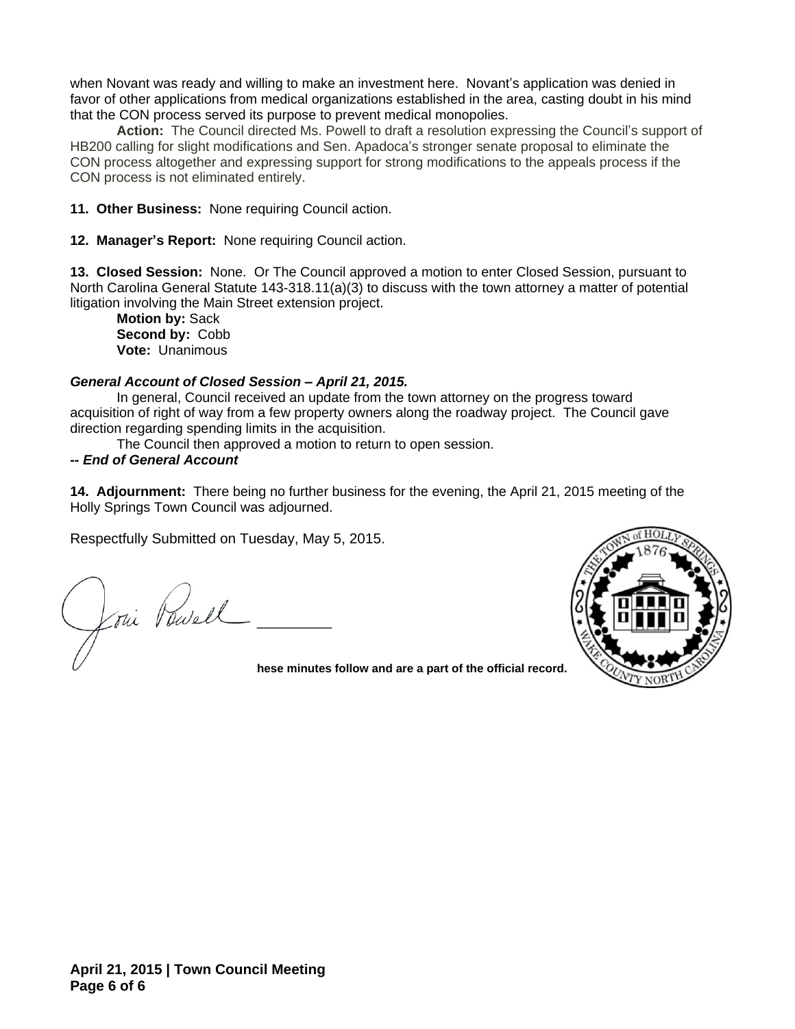when Novant was ready and willing to make an investment here. Novant's application was denied in favor of other applications from medical organizations established in the area, casting doubt in his mind that the CON process served its purpose to prevent medical monopolies.

**Action:** The Council directed Ms. Powell to draft a resolution expressing the Council's support of HB200 calling for slight modifications and Sen. Apadoca's stronger senate proposal to eliminate the CON process altogether and expressing support for strong modifications to the appeals process if the CON process is not eliminated entirely.

**11. Other Business:** None requiring Council action.

**12. Manager's Report:** None requiring Council action.

**13. Closed Session:** None. Or The Council approved a motion to enter Closed Session, pursuant to North Carolina General Statute 143-318.11(a)(3) to discuss with the town attorney a matter of potential litigation involving the Main Street extension project.

**Motion by:** Sack
**Second by:** Cobb
**Vote:** Unanimous

***General Account of Closed Session – April 21, 2015.***

In general, Council received an update from the town attorney on the progress toward acquisition of right of way from a few property owners along the roadway project. The Council gave direction regarding spending limits in the acquisition.

The Council then approved a motion to return to open session.

***-- End of General Account***

**14. Adjournment:** There being no further business for the evening, the April 21, 2015 meeting of the Holly Springs Town Council was adjourned.

Respectfully Submitted on Tuesday, May 5, 2015.

Joni Powell ________

**hese minutes follow and are a part of the official record.**